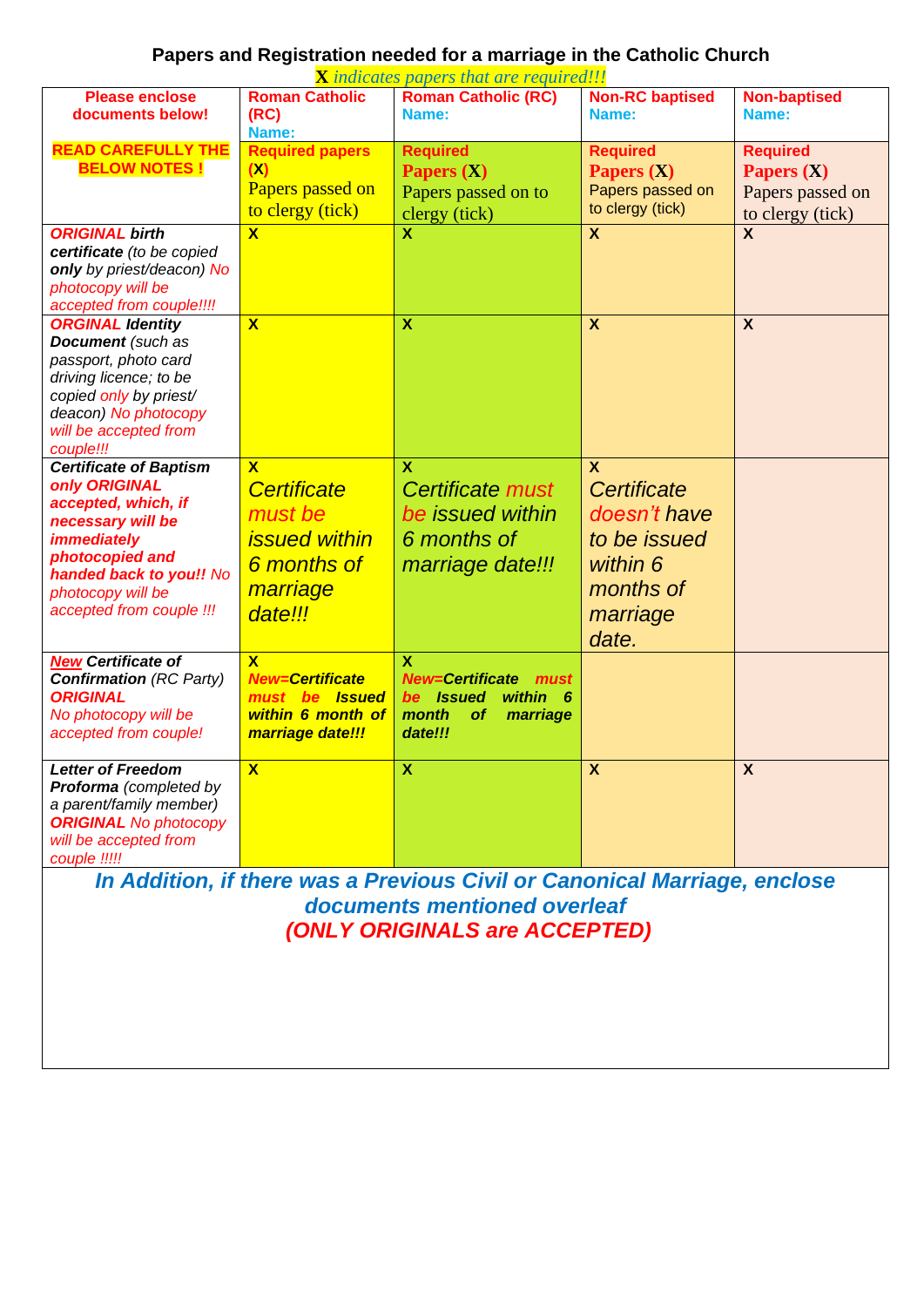# Papers and Registration needed for a marriage in the Catholic Church

**X** *indicates papers that are required!!!*

| Please enclose documents below! | Roman Catholic (RC) Name: | Roman Catholic (RC) Name: | Non-RC baptised Name: | Non-baptised Name: |
|---|---|---|---|---|
| **READ CAREFULLY THE BELOW NOTES !** | **Required papers (X)** Papers passed on to clergy (tick) | **Required Papers (X)** Papers passed on to clergy (tick) | **Required Papers (X)** Papers passed on to clergy (tick) | **Required Papers (X)** Papers passed on to clergy (tick) |
| ***ORIGINAL* birth certificate** *(to be copied **only** by priest/deacon) No photocopy will be accepted from couple!!!!* | **X** | **X** | **X** | **X** |
| ***ORGINAL* Identity Document** *(such as passport, photo card driving licence; to be copied only by priest/ deacon) No photocopy will be accepted from couple!!!* | **X** | **X** | **X** | **X** |
| ***Certificate of Baptism only ORIGINAL accepted, which, if necessary will be immediately photocopied and handed back to you!!*** *No photocopy will be accepted from couple !!!* | **X** *Certificate must be issued within 6 months of marriage date!!!* | **X** *Certificate must be issued within 6 months of marriage date!!!* | **X** *Certificate doesn't have to be issued within 6 months of marriage date.* | |
| ***New* Certificate of Confirmation** *(RC Party)* ***ORIGINAL*** *No photocopy will be accepted from couple!* | **X** ***New=Certificate must be Issued within 6 month of marriage date!!!*** | **X** ***New=Certificate must be Issued within 6 month of marriage date!!!*** | | |
| ***Letter of Freedom Proforma*** *(completed by a parent/family member)* ***ORIGINAL*** *No photocopy will be accepted from couple !!!!!* | **X** | **X** | **X** | **X** |

***In Addition, if there was a Previous Civil or Canonical Marriage, enclose documents mentioned overleaf***

***(ONLY ORIGINALS are ACCEPTED)***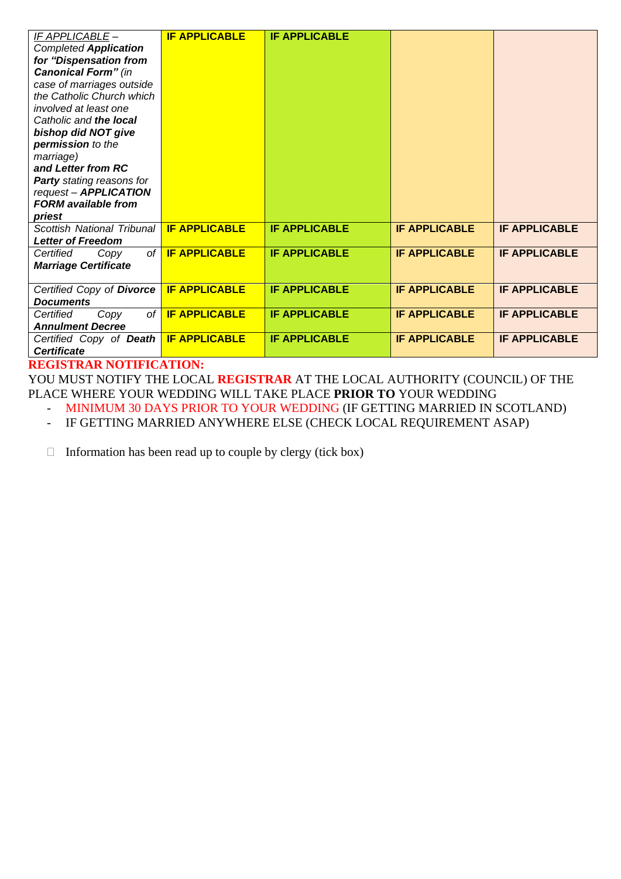| | | | | |
|---|---|---|---|---|
| *<u>IF APPLICABLE</u> – Completed **Application for “Dispensation from Canonical Form”** (in case of marriages outside the Catholic Church which involved at least one Catholic and **the local bishop did NOT give permission** to the marriage) **and Letter from RC Party** stating reasons for request – **APPLICATION FORM available from priest*** | **IF APPLICABLE** | **IF APPLICABLE** | | |
| *Scottish National Tribunal **Letter of Freedom*** | **IF APPLICABLE** | **IF APPLICABLE** | **IF APPLICABLE** | **IF APPLICABLE** |
| *Certified Copy of **Marriage Certificate*** | **IF APPLICABLE** | **IF APPLICABLE** | **IF APPLICABLE** | **IF APPLICABLE** |
| *Certified Copy of **Divorce Documents*** | **IF APPLICABLE** | **IF APPLICABLE** | **IF APPLICABLE** | **IF APPLICABLE** |
| *Certified Copy of **Annulment Decree*** | **IF APPLICABLE** | **IF APPLICABLE** | **IF APPLICABLE** | **IF APPLICABLE** |
| *Certified Copy of **Death Certificate*** | **IF APPLICABLE** | **IF APPLICABLE** | **IF APPLICABLE** | **IF APPLICABLE** |

**REGISTRAR NOTIFICATION:**

YOU MUST NOTIFY THE LOCAL **REGISTRAR** AT THE LOCAL AUTHORITY (COUNCIL) OF THE PLACE WHERE YOUR WEDDING WILL TAKE PLACE **PRIOR TO** YOUR WEDDING

- MINIMUM 30 DAYS PRIOR TO YOUR WEDDING (IF GETTING MARRIED IN SCOTLAND)
- IF GETTING MARRIED ANYWHERE ELSE (CHECK LOCAL REQUIREMENT ASAP)

☐ Information has been read up to couple by clergy (tick box)